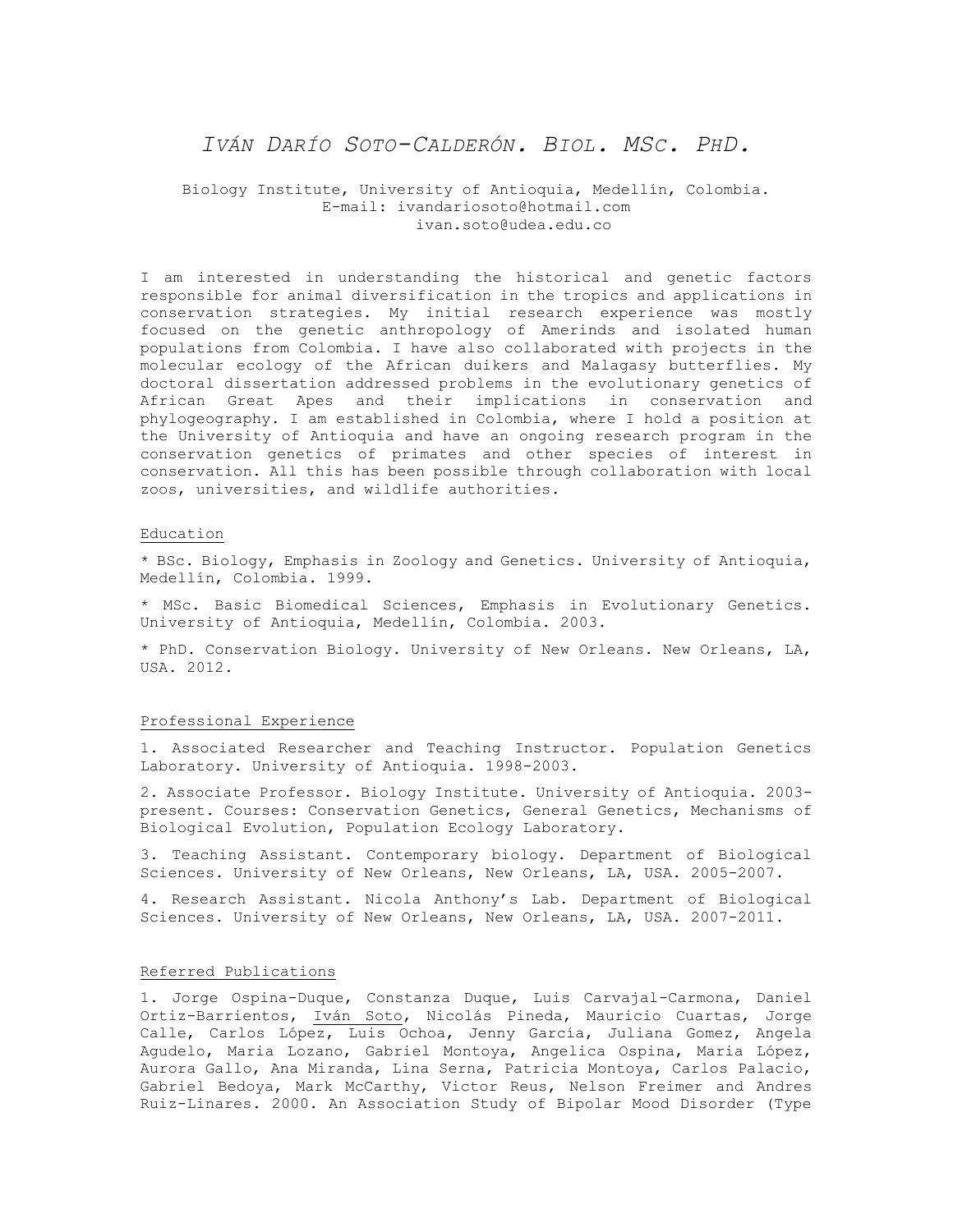# *Iván Darío Soto-Calderón. Biol. MSc. PhD.*

Biology Institute, University of Antioquia, Medellín, Colombia.
E-mail: ivandariosoto@hotmail.com
ivan.soto@udea.edu.co

I am interested in understanding the historical and genetic factors responsible for animal diversification in the tropics and applications in conservation strategies. My initial research experience was mostly focused on the genetic anthropology of Amerinds and isolated human populations from Colombia. I have also collaborated with projects in the molecular ecology of the African duikers and Malagasy butterflies. My doctoral dissertation addressed problems in the evolutionary genetics of African Great Apes and their implications in conservation and phylogeography. I am established in Colombia, where I hold a position at the University of Antioquia and have an ongoing research program in the conservation genetics of primates and other species of interest in conservation. All this has been possible through collaboration with local zoos, universities, and wildlife authorities.

## Education

* BSc. Biology, Emphasis in Zoology and Genetics. University of Antioquia, Medellín, Colombia. 1999.

* MSc. Basic Biomedical Sciences, Emphasis in Evolutionary Genetics. University of Antioquia, Medellín, Colombia. 2003.

* PhD. Conservation Biology. University of New Orleans. New Orleans, LA, USA. 2012.

## Professional Experience

1. Associated Researcher and Teaching Instructor. Population Genetics Laboratory. University of Antioquia. 1998-2003.

2. Associate Professor. Biology Institute. University of Antioquia. 2003-present. Courses: Conservation Genetics, General Genetics, Mechanisms of Biological Evolution, Population Ecology Laboratory.

3. Teaching Assistant. Contemporary biology. Department of Biological Sciences. University of New Orleans, New Orleans, LA, USA. 2005-2007.

4. Research Assistant. Nicola Anthony's Lab. Department of Biological Sciences. University of New Orleans, New Orleans, LA, USA. 2007-2011.

## Referred Publications

1. Jorge Ospina-Duque, Constanza Duque, Luis Carvajal-Carmona, Daniel Ortiz-Barrientos, <u>Iván Soto</u>, Nicolás Pineda, Mauricio Cuartas, Jorge Calle, Carlos López, Luis Ochoa, Jenny García, Juliana Gomez, Angela Agudelo, Maria Lozano, Gabriel Montoya, Angelica Ospina, Maria López, Aurora Gallo, Ana Miranda, Lina Serna, Patricia Montoya, Carlos Palacio, Gabriel Bedoya, Mark McCarthy, Victor Reus, Nelson Freimer and Andres Ruiz-Linares. 2000. An Association Study of Bipolar Mood Disorder (Type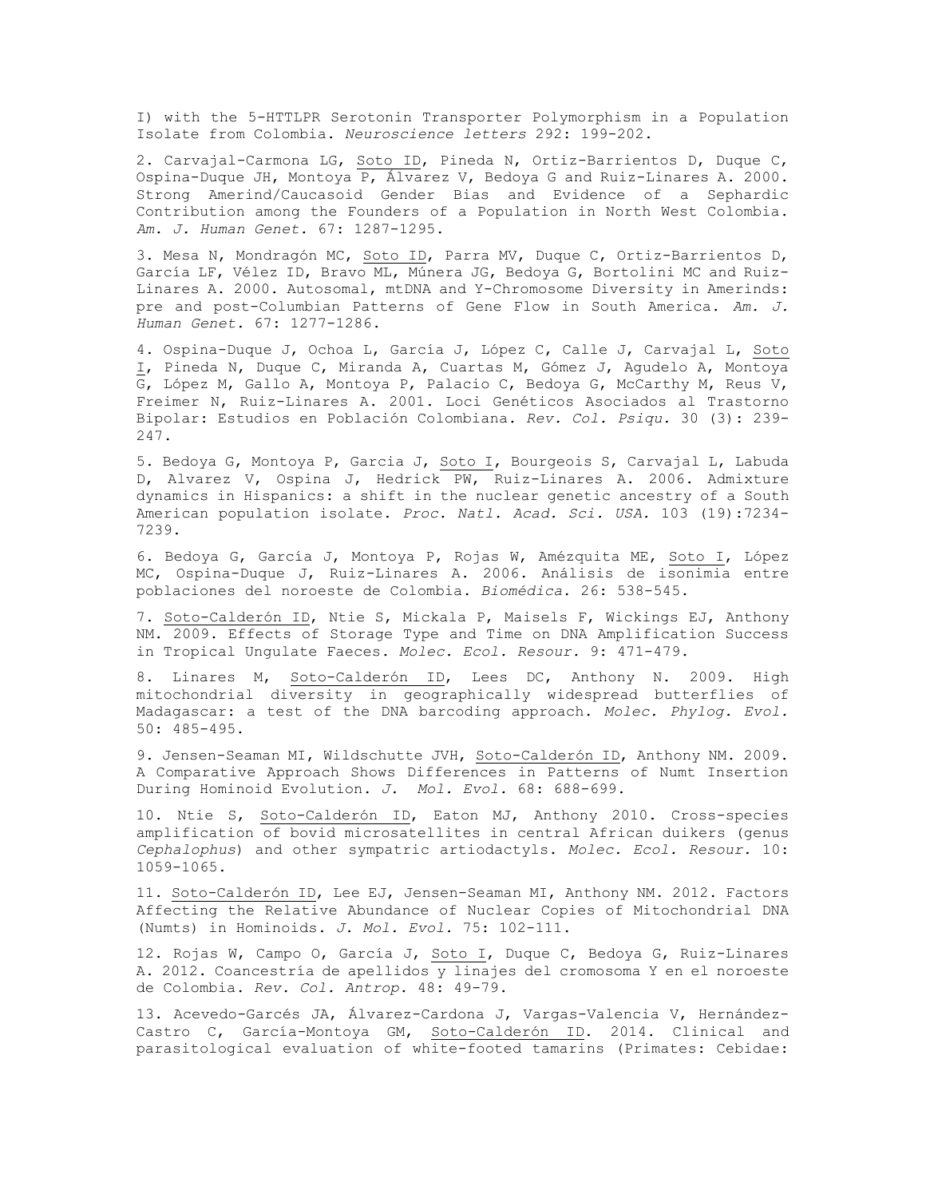I) with the 5-HTTLPR Serotonin Transporter Polymorphism in a Population Isolate from Colombia. *Neuroscience letters* 292: 199-202.

2. Carvajal-Carmona LG, Soto ID, Pineda N, Ortiz-Barrientos D, Duque C, Ospina-Duque JH, Montoya P, Álvarez V, Bedoya G and Ruiz-Linares A. 2000. Strong Amerind/Caucasoid Gender Bias and Evidence of a Sephardic Contribution among the Founders of a Population in North West Colombia. *Am. J. Human Genet.* 67: 1287-1295.

3. Mesa N, Mondragón MC, Soto ID, Parra MV, Duque C, Ortiz-Barrientos D, García LF, Vélez ID, Bravo ML, Múnera JG, Bedoya G, Bortolini MC and Ruiz-Linares A. 2000. Autosomal, mtDNA and Y-Chromosome Diversity in Amerinds: pre and post-Columbian Patterns of Gene Flow in South America. *Am. J. Human Genet.* 67: 1277-1286.

4. Ospina-Duque J, Ochoa L, García J, López C, Calle J, Carvajal L, Soto I, Pineda N, Duque C, Miranda A, Cuartas M, Gómez J, Agudelo A, Montoya G, López M, Gallo A, Montoya P, Palacio C, Bedoya G, McCarthy M, Reus V, Freimer N, Ruiz-Linares A. 2001. Loci Genéticos Asociados al Trastorno Bipolar: Estudios en Población Colombiana. *Rev. Col. Psiqu.* 30 (3): 239-247.

5. Bedoya G, Montoya P, Garcia J, Soto I, Bourgeois S, Carvajal L, Labuda D, Alvarez V, Ospina J, Hedrick PW, Ruiz-Linares A. 2006. Admixture dynamics in Hispanics: a shift in the nuclear genetic ancestry of a South American population isolate. *Proc. Natl. Acad. Sci. USA.* 103 (19):7234-7239.

6. Bedoya G, García J, Montoya P, Rojas W, Amézquita ME, Soto I, López MC, Ospina-Duque J, Ruiz-Linares A. 2006. Análisis de isonimia entre poblaciones del noroeste de Colombia. *Biomédica.* 26: 538-545.

7. Soto-Calderón ID, Ntie S, Mickala P, Maisels F, Wickings EJ, Anthony NM. 2009. Effects of Storage Type and Time on DNA Amplification Success in Tropical Ungulate Faeces. *Molec. Ecol. Resour.* 9: 471-479.

8. Linares M, Soto-Calderón ID, Lees DC, Anthony N. 2009. High mitochondrial diversity in geographically widespread butterflies of Madagascar: a test of the DNA barcoding approach. *Molec. Phylog. Evol.* 50: 485-495.

9. Jensen-Seaman MI, Wildschutte JVH, Soto-Calderón ID, Anthony NM. 2009. A Comparative Approach Shows Differences in Patterns of Numt Insertion During Hominoid Evolution. *J. Mol. Evol.* 68: 688-699.

10. Ntie S, Soto-Calderón ID, Eaton MJ, Anthony 2010. Cross-species amplification of bovid microsatellites in central African duikers (genus *Cephalophus*) and other sympatric artiodactyls. *Molec. Ecol. Resour.* 10: 1059-1065.

11. Soto-Calderón ID, Lee EJ, Jensen-Seaman MI, Anthony NM. 2012. Factors Affecting the Relative Abundance of Nuclear Copies of Mitochondrial DNA (Numts) in Hominoids. *J. Mol. Evol.* 75: 102-111.

12. Rojas W, Campo O, García J, Soto I, Duque C, Bedoya G, Ruiz-Linares A. 2012. Coancestría de apellidos y linajes del cromosoma Y en el noroeste de Colombia. *Rev. Col. Antrop.* 48: 49-79.

13. Acevedo-Garcés JA, Álvarez-Cardona J, Vargas-Valencia V, Hernández-Castro C, García-Montoya GM, Soto-Calderón ID. 2014. Clinical and parasitological evaluation of white-footed tamarins (Primates: Cebidae: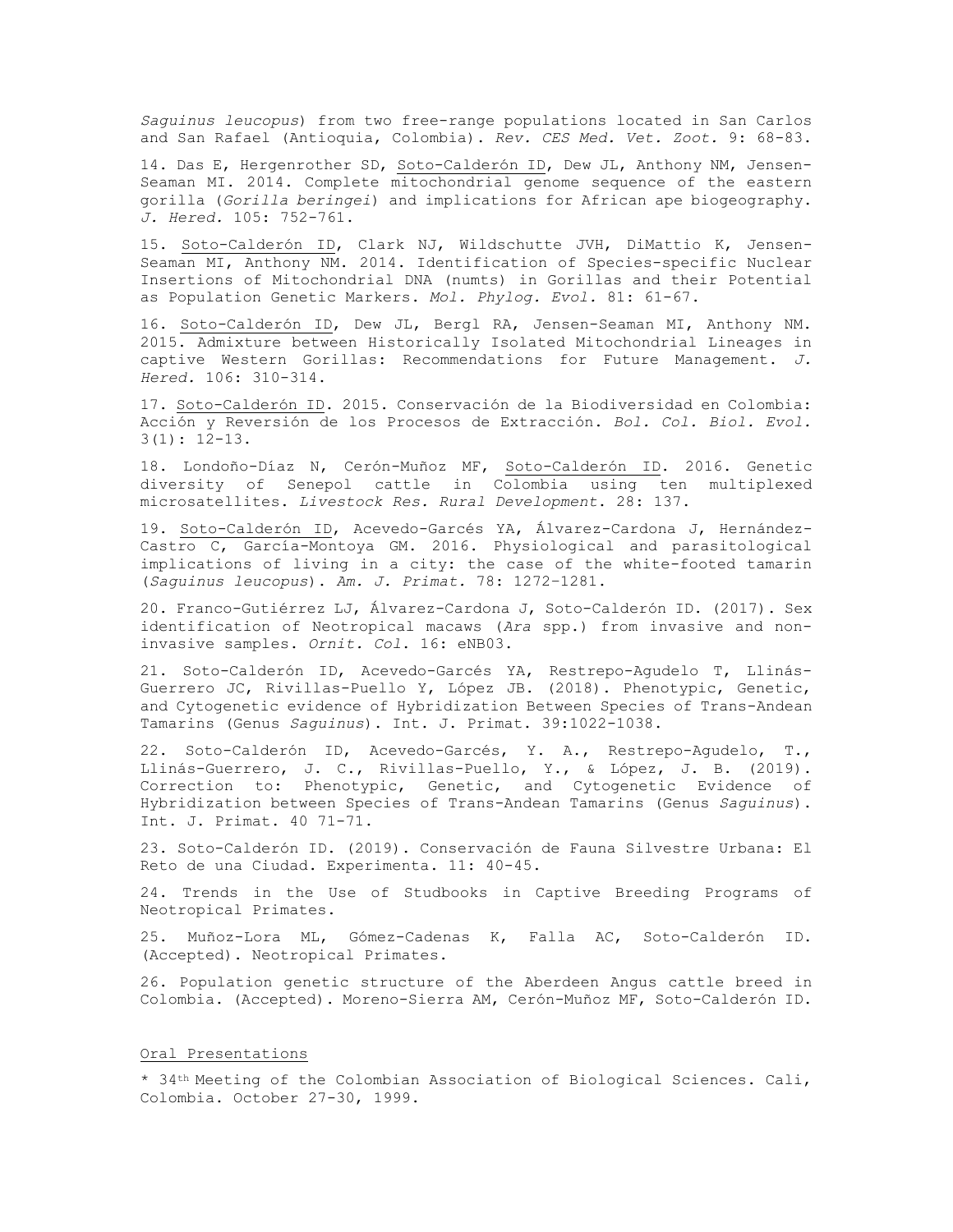*Saguinus leucopus*) from two free-range populations located in San Carlos and San Rafael (Antioquia, Colombia). *Rev. CES Med. Vet. Zoot.* 9: 68-83.

14. Das E, Hergenrother SD, Soto-Calderón ID, Dew JL, Anthony NM, Jensen-Seaman MI. 2014. Complete mitochondrial genome sequence of the eastern gorilla (*Gorilla beringei*) and implications for African ape biogeography. *J. Hered.* 105: 752-761.

15. Soto-Calderón ID, Clark NJ, Wildschutte JVH, DiMattio K, Jensen-Seaman MI, Anthony NM. 2014. Identification of Species-specific Nuclear Insertions of Mitochondrial DNA (numts) in Gorillas and their Potential as Population Genetic Markers. *Mol. Phylog. Evol.* 81: 61-67.

16. Soto-Calderón ID, Dew JL, Bergl RA, Jensen-Seaman MI, Anthony NM. 2015. Admixture between Historically Isolated Mitochondrial Lineages in captive Western Gorillas: Recommendations for Future Management. *J. Hered.* 106: 310-314.

17. Soto-Calderón ID. 2015. Conservación de la Biodiversidad en Colombia: Acción y Reversión de los Procesos de Extracción. *Bol. Col. Biol. Evol.* 3(1): 12-13.

18. Londoño-Díaz N, Cerón-Muñoz MF, Soto-Calderón ID. 2016. Genetic diversity of Senepol cattle in Colombia using ten multiplexed microsatellites. *Livestock Res. Rural Development*. 28: 137.

19. Soto-Calderón ID, Acevedo-Garcés YA, Álvarez-Cardona J, Hernández-Castro C, García-Montoya GM. 2016. Physiological and parasitological implications of living in a city: the case of the white-footed tamarin (*Saguinus leucopus*). *Am. J. Primat.* 78: 1272–1281.

20. Franco-Gutiérrez LJ, Álvarez-Cardona J, Soto-Calderón ID. (2017). Sex identification of Neotropical macaws (*Ara* spp.) from invasive and non-invasive samples. *Ornit. Col*. 16: eNB03.

21. Soto-Calderón ID, Acevedo-Garcés YA, Restrepo-Agudelo T, Llinás-Guerrero JC, Rivillas-Puello Y, López JB. (2018). Phenotypic, Genetic, and Cytogenetic evidence of Hybridization Between Species of Trans-Andean Tamarins (Genus *Saguinus*). Int. J. Primat. 39:1022-1038.

22. Soto-Calderón ID, Acevedo-Garcés, Y. A., Restrepo-Agudelo, T., Llinás-Guerrero, J. C., Rivillas-Puello, Y., & López, J. B. (2019). Correction to: Phenotypic, Genetic, and Cytogenetic Evidence of Hybridization between Species of Trans-Andean Tamarins (Genus *Saguinus*). Int. J. Primat. 40 71-71.

23. Soto-Calderón ID. (2019). Conservación de Fauna Silvestre Urbana: El Reto de una Ciudad. Experimenta. 11: 40-45.

24. Trends in the Use of Studbooks in Captive Breeding Programs of Neotropical Primates.

25. Muñoz-Lora ML, Gómez-Cadenas K, Falla AC, Soto-Calderón ID. (Accepted). Neotropical Primates.

26. Population genetic structure of the Aberdeen Angus cattle breed in Colombia. (Accepted). Moreno-Sierra AM, Cerón-Muñoz MF, Soto-Calderón ID.

## Oral Presentations

* 34th Meeting of the Colombian Association of Biological Sciences. Cali, Colombia. October 27-30, 1999.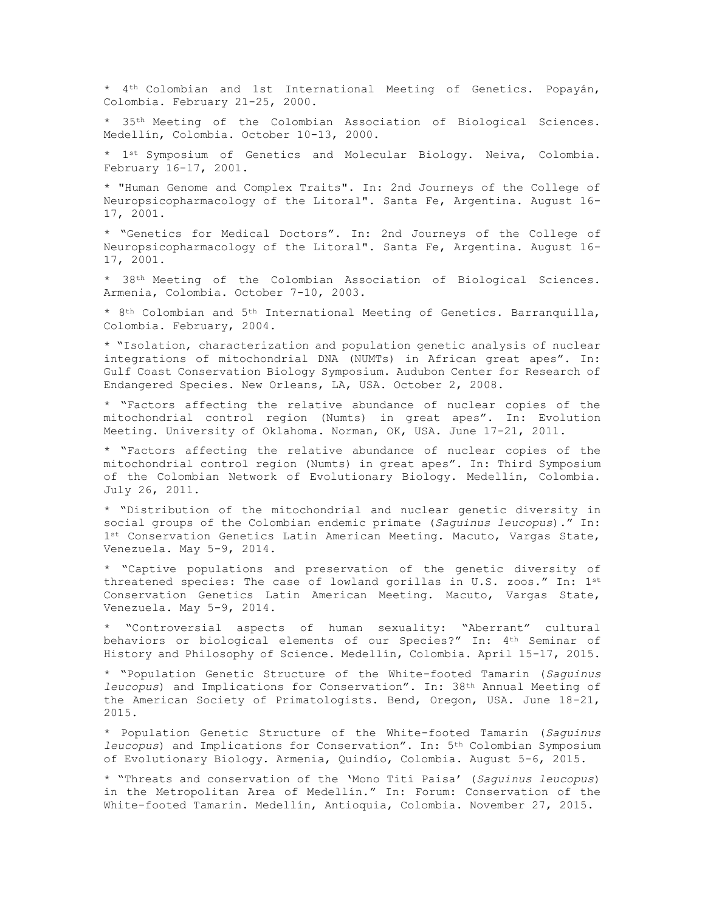* 4th Colombian and 1st International Meeting of Genetics. Popayán, Colombia. February 21-25, 2000.

* 35th Meeting of the Colombian Association of Biological Sciences. Medellín, Colombia. October 10-13, 2000.

* 1st Symposium of Genetics and Molecular Biology. Neiva, Colombia. February 16-17, 2001.

* "Human Genome and Complex Traits". In: 2nd Journeys of the College of Neuropsicopharmacology of the Litoral". Santa Fe, Argentina. August 16-17, 2001.

* "Genetics for Medical Doctors". In: 2nd Journeys of the College of Neuropsicopharmacology of the Litoral". Santa Fe, Argentina. August 16-17, 2001.

* 38th Meeting of the Colombian Association of Biological Sciences. Armenia, Colombia. October 7-10, 2003.

* 8th Colombian and 5th International Meeting of Genetics. Barranquilla, Colombia. February, 2004.

* "Isolation, characterization and population genetic analysis of nuclear integrations of mitochondrial DNA (NUMTs) in African great apes". In: Gulf Coast Conservation Biology Symposium. Audubon Center for Research of Endangered Species. New Orleans, LA, USA. October 2, 2008.

* "Factors affecting the relative abundance of nuclear copies of the mitochondrial control region (Numts) in great apes". In: Evolution Meeting. University of Oklahoma. Norman, OK, USA. June 17-21, 2011.

* "Factors affecting the relative abundance of nuclear copies of the mitochondrial control region (Numts) in great apes". In: Third Symposium of the Colombian Network of Evolutionary Biology. Medellín, Colombia. July 26, 2011.

* "Distribution of the mitochondrial and nuclear genetic diversity in social groups of the Colombian endemic primate (*Saguinus leucopus*)." In: 1st Conservation Genetics Latin American Meeting. Macuto, Vargas State, Venezuela. May 5-9, 2014.

* "Captive populations and preservation of the genetic diversity of threatened species: The case of lowland gorillas in U.S. zoos." In: 1st Conservation Genetics Latin American Meeting. Macuto, Vargas State, Venezuela. May 5-9, 2014.

* "Controversial aspects of human sexuality: "Aberrant" cultural behaviors or biological elements of our Species?" In: 4th Seminar of History and Philosophy of Science. Medellín, Colombia. April 15-17, 2015.

* "Population Genetic Structure of the White-footed Tamarin (*Saguinus leucopus*) and Implications for Conservation". In: 38th Annual Meeting of the American Society of Primatologists. Bend, Oregon, USA. June 18-21, 2015.

* Population Genetic Structure of the White-footed Tamarin (*Saguinus leucopus*) and Implications for Conservation". In: 5th Colombian Symposium of Evolutionary Biology. Armenia, Quindío, Colombia. August 5-6, 2015.

* "Threats and conservation of the 'Mono Tití Paisa' (*Saguinus leucopus*) in the Metropolitan Area of Medellín." In: Forum: Conservation of the White-footed Tamarin. Medellín, Antioquia, Colombia. November 27, 2015.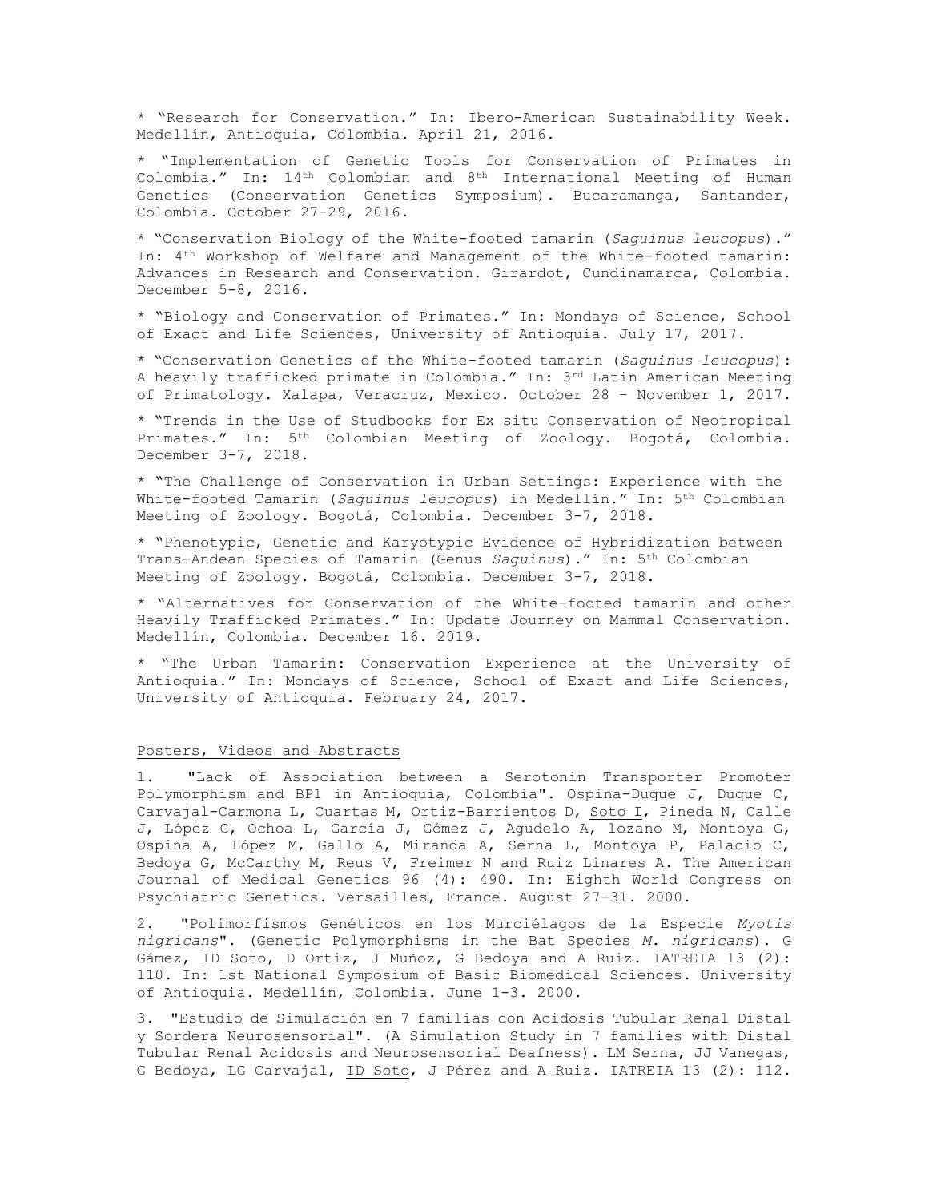* "Research for Conservation." In: Ibero-American Sustainability Week. Medellín, Antioquia, Colombia. April 21, 2016.

* "Implementation of Genetic Tools for Conservation of Primates in Colombia." In: 14th Colombian and 8th International Meeting of Human Genetics (Conservation Genetics Symposium). Bucaramanga, Santander, Colombia. October 27-29, 2016.

* "Conservation Biology of the White-footed tamarin (*Saguinus leucopus*)." In: 4th Workshop of Welfare and Management of the White-footed tamarin: Advances in Research and Conservation. Girardot, Cundinamarca, Colombia. December 5-8, 2016.

* "Biology and Conservation of Primates." In: Mondays of Science, School of Exact and Life Sciences, University of Antioquia. July 17, 2017.

* "Conservation Genetics of the White-footed tamarin (*Saguinus leucopus*): A heavily trafficked primate in Colombia." In: 3rd Latin American Meeting of Primatology. Xalapa, Veracruz, Mexico. October 28 – November 1, 2017.

* "Trends in the Use of Studbooks for Ex situ Conservation of Neotropical Primates." In: 5th Colombian Meeting of Zoology. Bogotá, Colombia. December 3-7, 2018.

* "The Challenge of Conservation in Urban Settings: Experience with the White-footed Tamarin (*Saguinus leucopus*) in Medellín." In: 5th Colombian Meeting of Zoology. Bogotá, Colombia. December 3-7, 2018.

* "Phenotypic, Genetic and Karyotypic Evidence of Hybridization between Trans-Andean Species of Tamarin (Genus *Saguinus*)." In: 5th Colombian Meeting of Zoology. Bogotá, Colombia. December 3-7, 2018.

* "Alternatives for Conservation of the White-footed tamarin and other Heavily Trafficked Primates." In: Update Journey on Mammal Conservation. Medellín, Colombia. December 16. 2019.

* "The Urban Tamarin: Conservation Experience at the University of Antioquia." In: Mondays of Science, School of Exact and Life Sciences, University of Antioquia. February 24, 2017.

## Posters, Videos and Abstracts

1. "Lack of Association between a Serotonin Transporter Promoter Polymorphism and BP1 in Antioquia, Colombia". Ospina-Duque J, Duque C, Carvajal-Carmona L, Cuartas M, Ortiz-Barrientos D, Soto I, Pineda N, Calle J, López C, Ochoa L, García J, Gómez J, Agudelo A, lozano M, Montoya G, Ospina A, López M, Gallo A, Miranda A, Serna L, Montoya P, Palacio C, Bedoya G, McCarthy M, Reus V, Freimer N and Ruiz Linares A. The American Journal of Medical Genetics 96 (4): 490. In: Eighth World Congress on Psychiatric Genetics. Versailles, France. August 27-31. 2000.

2. "Polimorfismos Genéticos en los Murciélagos de la Especie *Myotis nigricans*". (Genetic Polymorphisms in the Bat Species *M. nigricans*). G Gámez, ID Soto, D Ortiz, J Muñoz, G Bedoya and A Ruiz. IATREIA 13 (2): 110. In: 1st National Symposium of Basic Biomedical Sciences. University of Antioquia. Medellín, Colombia. June 1-3. 2000.

3. "Estudio de Simulación en 7 familias con Acidosis Tubular Renal Distal y Sordera Neurosensorial". (A Simulation Study in 7 families with Distal Tubular Renal Acidosis and Neurosensorial Deafness). LM Serna, JJ Vanegas, G Bedoya, LG Carvajal, ID Soto, J Pérez and A Ruiz. IATREIA 13 (2): 112.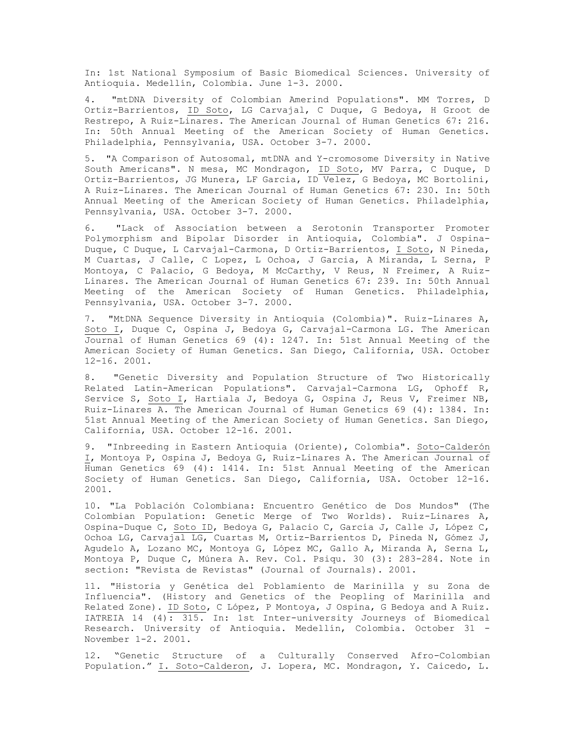In: 1st National Symposium of Basic Biomedical Sciences. University of Antioquia. Medellín, Colombia. June 1-3. 2000.

4. "mtDNA Diversity of Colombian Amerind Populations". MM Torres, D Ortiz-Barrientos, ID Soto, LG Carvajal, C Duque, G Bedoya, H Groot de Restrepo, A Ruiz-Linares. The American Journal of Human Genetics 67: 216. In: 50th Annual Meeting of the American Society of Human Genetics. Philadelphia, Pennsylvania, USA. October 3-7. 2000.

5. "A Comparison of Autosomal, mtDNA and Y-cromosome Diversity in Native South Americans". N mesa, MC Mondragon, ID Soto, MV Parra, C Duque, D Ortiz-Barrientos, JG Munera, LF Garcia, ID Velez, G Bedoya, MC Bortolini, A Ruiz-Linares. The American Journal of Human Genetics 67: 230. In: 50th Annual Meeting of the American Society of Human Genetics. Philadelphia, Pennsylvania, USA. October 3-7. 2000.

6. "Lack of Association between a Serotonin Transporter Promoter Polymorphism and Bipolar Disorder in Antioquia, Colombia". J Ospina-Duque, C Duque, L Carvajal-Carmona, D Ortiz-Barrientos, I Soto, N Pineda, M Cuartas, J Calle, C Lopez, L Ochoa, J Garcia, A Miranda, L Serna, P Montoya, C Palacio, G Bedoya, M McCarthy, V Reus, N Freimer, A Ruiz-Linares. The American Journal of Human Genetics 67: 239. In: 50th Annual Meeting of the American Society of Human Genetics. Philadelphia, Pennsylvania, USA. October 3-7. 2000.

7. "MtDNA Sequence Diversity in Antioquia (Colombia)". Ruiz-Linares A, Soto I, Duque C, Ospina J, Bedoya G, Carvajal-Carmona LG. The American Journal of Human Genetics 69 (4): 1247. In: 51st Annual Meeting of the American Society of Human Genetics. San Diego, California, USA. October 12-16. 2001.

8. "Genetic Diversity and Population Structure of Two Historically Related Latin-American Populations". Carvajal-Carmona LG, Ophoff R, Service S, Soto I, Hartiala J, Bedoya G, Ospina J, Reus V, Freimer NB, Ruiz-Linares A. The American Journal of Human Genetics 69 (4): 1384. In: 51st Annual Meeting of the American Society of Human Genetics. San Diego, California, USA. October 12-16. 2001.

9. "Inbreeding in Eastern Antioquia (Oriente), Colombia". Soto-Calderón I, Montoya P, Ospina J, Bedoya G, Ruiz-Linares A. The American Journal of Human Genetics 69 (4): 1414. In: 51st Annual Meeting of the American Society of Human Genetics. San Diego, California, USA. October 12-16. 2001.

10. "La Población Colombiana: Encuentro Genético de Dos Mundos" (The Colombian Population: Genetic Merge of Two Worlds). Ruiz-Linares A, Ospina-Duque C, Soto ID, Bedoya G, Palacio C, García J, Calle J, López C, Ochoa LG, Carvajal LG, Cuartas M, Ortiz-Barrientos D, Pineda N, Gómez J, Agudelo A, Lozano MC, Montoya G, López MC, Gallo A, Miranda A, Serna L, Montoya P, Duque C, Múnera A. Rev. Col. Psiqu. 30 (3): 283-284. Note in section: "Revista de Revistas" (Journal of Journals). 2001.

11. "Historia y Genética del Poblamiento de Marinilla y su Zona de Influencia". (History and Genetics of the Peopling of Marinilla and Related Zone). ID Soto, C López, P Montoya, J Ospina, G Bedoya and A Ruiz. IATREIA 14 (4): 315. In: 1st Inter-university Journeys of Biomedical Research. University of Antioquia. Medellín, Colombia. October 31 - November 1-2. 2001.

12. "Genetic Structure of a Culturally Conserved Afro-Colombian Population." I. Soto-Calderon, J. Lopera, MC. Mondragon, Y. Caicedo, L.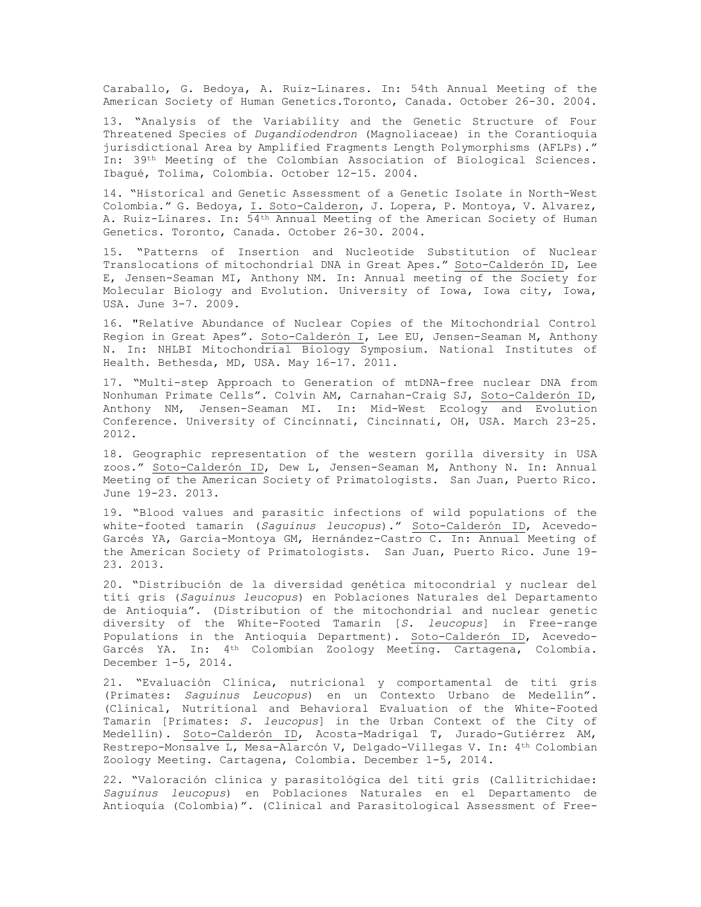Caraballo, G. Bedoya, A. Ruiz-Linares. In: 54th Annual Meeting of the American Society of Human Genetics.Toronto, Canada. October 26-30. 2004.

13. "Analysis of the Variability and the Genetic Structure of Four Threatened Species of *Dugandiodendron* (Magnoliaceae) in the Corantioquia jurisdictional Area by Amplified Fragments Length Polymorphisms (AFLPs)." In: 39th Meeting of the Colombian Association of Biological Sciences. Ibagué, Tolima, Colombia. October 12-15. 2004.

14. "Historical and Genetic Assessment of a Genetic Isolate in North-West Colombia." G. Bedoya, <u>I. Soto-Calderon</u>, J. Lopera, P. Montoya, V. Alvarez, A. Ruiz-Linares. In: 54th Annual Meeting of the American Society of Human Genetics. Toronto, Canada. October 26-30. 2004.

15. "Patterns of Insertion and Nucleotide Substitution of Nuclear Translocations of mitochondrial DNA in Great Apes." <u>Soto-Calderón ID</u>, Lee E, Jensen-Seaman MI, Anthony NM. In: Annual meeting of the Society for Molecular Biology and Evolution. University of Iowa, Iowa city, Iowa, USA. June 3-7. 2009.

16. "Relative Abundance of Nuclear Copies of the Mitochondrial Control Region in Great Apes". <u>Soto-Calderón I</u>, Lee EU, Jensen-Seaman M, Anthony N. In: NHLBI Mitochondrial Biology Symposium. National Institutes of Health. Bethesda, MD, USA. May 16-17. 2011.

17. "Multi-step Approach to Generation of mtDNA-free nuclear DNA from Nonhuman Primate Cells". Colvin AM, Carnahan-Craig SJ, <u>Soto-Calderón ID</u>, Anthony NM, Jensen-Seaman MI. In: Mid-West Ecology and Evolution Conference. University of Cincinnati, Cincinnati, OH, USA. March 23-25. 2012.

18. Geographic representation of the western gorilla diversity in USA zoos." <u>Soto-Calderón ID</u>, Dew L, Jensen-Seaman M, Anthony N. In: Annual Meeting of the American Society of Primatologists. San Juan, Puerto Rico. June 19-23. 2013.

19. "Blood values and parasitic infections of wild populations of the white-footed tamarin (*Saguinus leucopus*)." <u>Soto-Calderón ID</u>, Acevedo-Garcés YA, García-Montoya GM, Hernández-Castro C. In: Annual Meeting of the American Society of Primatologists. San Juan, Puerto Rico. June 19-23. 2013.

20. "Distribución de la diversidad genética mitocondrial y nuclear del tití gris (*Saguinus leucopus*) en Poblaciones Naturales del Departamento de Antioquia". (Distribution of the mitochondrial and nuclear genetic diversity of the White-Footed Tamarin [*S. leucopus*] in Free-range Populations in the Antioquia Department). <u>Soto-Calderón ID</u>, Acevedo-Garcés YA. In: 4th Colombian Zoology Meeting. Cartagena, Colombia. December 1-5, 2014.

21. "Evaluación Clínica, nutricional y comportamental de tití gris (Primates: *Saguinus Leucopus*) en un Contexto Urbano de Medellín". (Clinical, Nutritional and Behavioral Evaluation of the White-Footed Tamarin [Primates: *S. leucopus*] in the Urban Context of the City of Medellín). <u>Soto-Calderón ID</u>, Acosta-Madrigal T, Jurado-Gutiérrez AM, Restrepo-Monsalve L, Mesa-Alarcón V, Delgado-Villegas V. In: 4th Colombian Zoology Meeting. Cartagena, Colombia. December 1-5, 2014.

22. "Valoración clínica y parasitológica del tití gris (Callitrichidae: *Saguinus leucopus*) en Poblaciones Naturales en el Departamento de Antioquia (Colombia)". (Clinical and Parasitological Assessment of Free-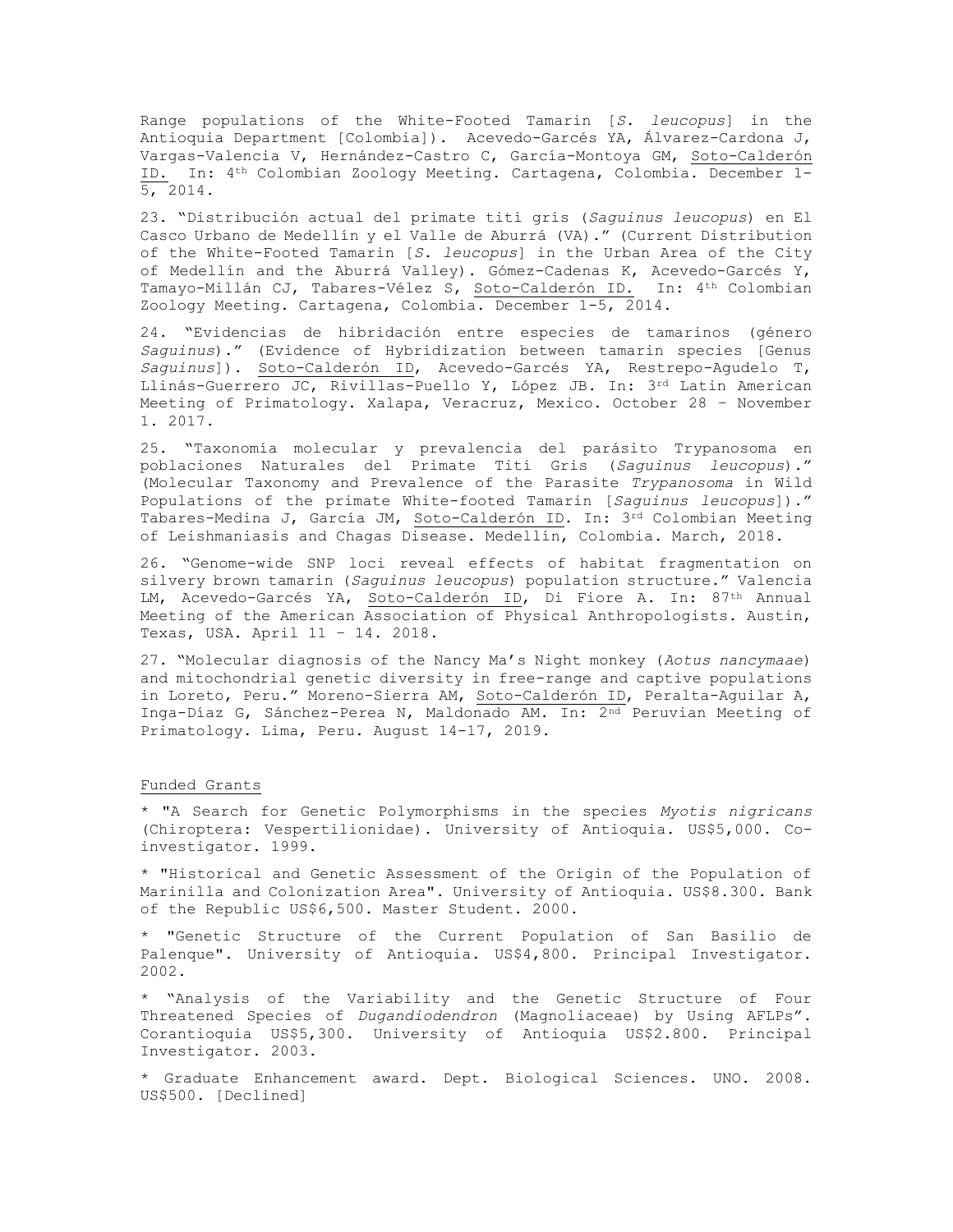Range populations of the White-Footed Tamarin [*S. leucopus*] in the Antioquia Department [Colombia]). Acevedo-Garcés YA, Álvarez-Cardona J, Vargas-Valencia V, Hernández-Castro C, García-Montoya GM, <u>Soto-Calderón ID.</u> In: 4th Colombian Zoology Meeting. Cartagena, Colombia. December 1-5, 2014.

23. "Distribución actual del primate tití grís (*Saguinus leucopus*) en El Casco Urbano de Medellín y el Valle de Aburrá (VA)." (Current Distribution of the White-Footed Tamarin [*S. leucopus*] in the Urban Area of the City of Medellín and the Aburrá Valley). Gómez-Cadenas K, Acevedo-Garcés Y, Tamayo-Millán CJ, Tabares-Vélez S, <u>Soto-Calderón ID.</u> In: 4th Colombian Zoology Meeting. Cartagena, Colombia. December 1-5, 2014.

24. "Evidencias de hibridación entre especies de tamarinos (género *Saguinus*)." (Evidence of Hybridization between tamarin species [Genus *Saguinus*]). <u>Soto-Calderón ID</u>, Acevedo-Garcés YA, Restrepo-Agudelo T, Llinás-Guerrero JC, Rivillas-Puello Y, López JB. In: 3rd Latin American Meeting of Primatology. Xalapa, Veracruz, Mexico. October 28 – November 1. 2017.

25. "Taxonomía molecular y prevalencia del parásito Trypanosoma en poblaciones Naturales del Primate Tití Gris (*Saguinus leucopus*)." (Molecular Taxonomy and Prevalence of the Parasite *Trypanosoma* in Wild Populations of the primate White-footed Tamarin [*Saguinus leucopus*])." Tabares-Medina J, García JM, <u>Soto-Calderón ID</u>. In: 3rd Colombian Meeting of Leishmaniasis and Chagas Disease. Medellín, Colombia. March, 2018.

26. "Genome-wide SNP loci reveal effects of habitat fragmentation on silvery brown tamarin (*Saguinus leucopus*) population structure." Valencia LM, Acevedo-Garcés YA, <u>Soto-Calderón ID</u>, Di Fiore A. In: 87th Annual Meeting of the American Association of Physical Anthropologists. Austin, Texas, USA. April 11 – 14. 2018.

27. "Molecular diagnosis of the Nancy Ma's Night monkey (*Aotus nancymaae*) and mitochondrial genetic diversity in free-range and captive populations in Loreto, Peru." Moreno-Sierra AM, <u>Soto-Calderón ID</u>, Peralta-Aguilar A, Inga-Díaz G, Sánchez-Perea N, Maldonado AM. In: 2nd Peruvian Meeting of Primatology. Lima, Peru. August 14-17, 2019.

<u>Funded Grants</u>

* "A Search for Genetic Polymorphisms in the species *Myotis nigricans* (Chiroptera: Vespertilionidae). University of Antioquia. US$5,000. Co-investigator. 1999.

* "Historical and Genetic Assessment of the Origin of the Population of Marinilla and Colonization Area". University of Antioquia. US$8.300. Bank of the Republic US$6,500. Master Student. 2000.

* "Genetic Structure of the Current Population of San Basilio de Palenque". University of Antioquia. US$4,800. Principal Investigator. 2002.

* "Analysis of the Variability and the Genetic Structure of Four Threatened Species of *Dugandiodendron* (Magnoliaceae) by Using AFLPs". Corantioquia US$5,300. University of Antioquia US$2.800. Principal Investigator. 2003.

* Graduate Enhancement award. Dept. Biological Sciences. UNO. 2008. US$500. [Declined]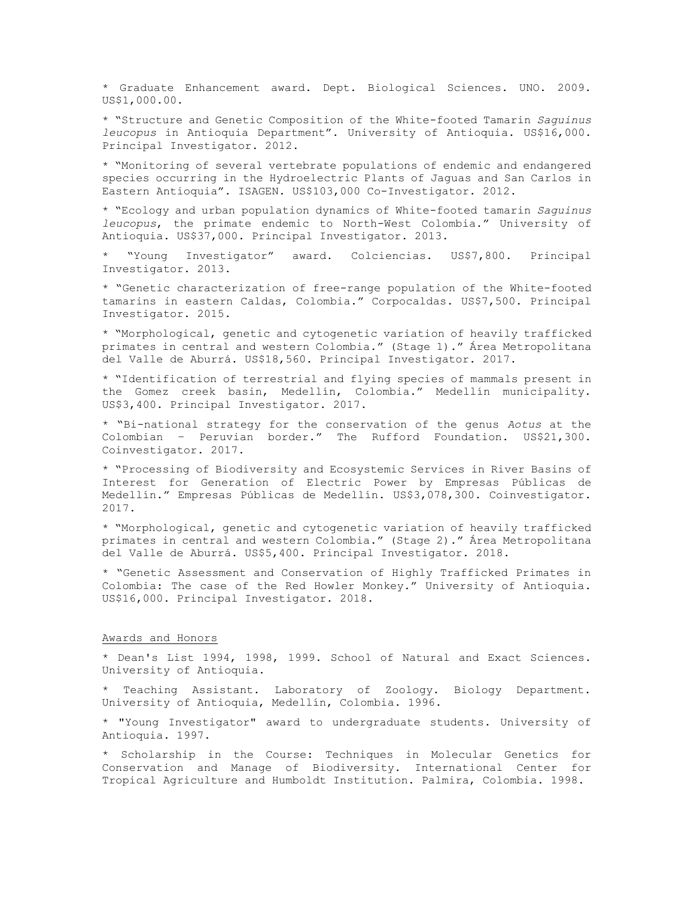* Graduate Enhancement award. Dept. Biological Sciences. UNO. 2009. US$1,000.00.

* "Structure and Genetic Composition of the White-footed Tamarin *Saguinus leucopus* in Antioquia Department". University of Antioquia. US$16,000. Principal Investigator. 2012.

* "Monitoring of several vertebrate populations of endemic and endangered species occurring in the Hydroelectric Plants of Jaguas and San Carlos in Eastern Antioquia". ISAGEN. US$103,000 Co-Investigator. 2012.

* "Ecology and urban population dynamics of White-footed tamarin *Saguinus leucopus*, the primate endemic to North-West Colombia." University of Antioquia. US$37,000. Principal Investigator. 2013.

* "Young Investigator" award. Colciencias. US$7,800. Principal Investigator. 2013.

* "Genetic characterization of free-range population of the White-footed tamarins in eastern Caldas, Colombia." Corpocaldas. US$7,500. Principal Investigator. 2015.

* "Morphological, genetic and cytogenetic variation of heavily trafficked primates in central and western Colombia." (Stage 1)." Área Metropolitana del Valle de Aburrá. US$18,560. Principal Investigator. 2017.

* "Identification of terrestrial and flying species of mammals present in the Gomez creek basin, Medellín, Colombia." Medellín municipality. US$3,400. Principal Investigator. 2017.

* "Bi-national strategy for the conservation of the genus *Aotus* at the Colombian – Peruvian border." The Rufford Foundation. US$21,300. Coinvestigator. 2017.

* "Processing of Biodiversity and Ecosystemic Services in River Basins of Interest for Generation of Electric Power by Empresas Públicas de Medellín." Empresas Públicas de Medellín. US$3,078,300. Coinvestigator. 2017.

* "Morphological, genetic and cytogenetic variation of heavily trafficked primates in central and western Colombia." (Stage 2)." Área Metropolitana del Valle de Aburrá. US$5,400. Principal Investigator. 2018.

* "Genetic Assessment and Conservation of Highly Trafficked Primates in Colombia: The case of the Red Howler Monkey." University of Antioquia. US$16,000. Principal Investigator. 2018.

## Awards and Honors

* Dean's List 1994, 1998, 1999. School of Natural and Exact Sciences. University of Antioquia.

* Teaching Assistant. Laboratory of Zoology. Biology Department. University of Antioquia, Medellín, Colombia. 1996.

* "Young Investigator" award to undergraduate students. University of Antioquia. 1997.

* Scholarship in the Course: Techniques in Molecular Genetics for Conservation and Manage of Biodiversity. International Center for Tropical Agriculture and Humboldt Institution. Palmira, Colombia. 1998.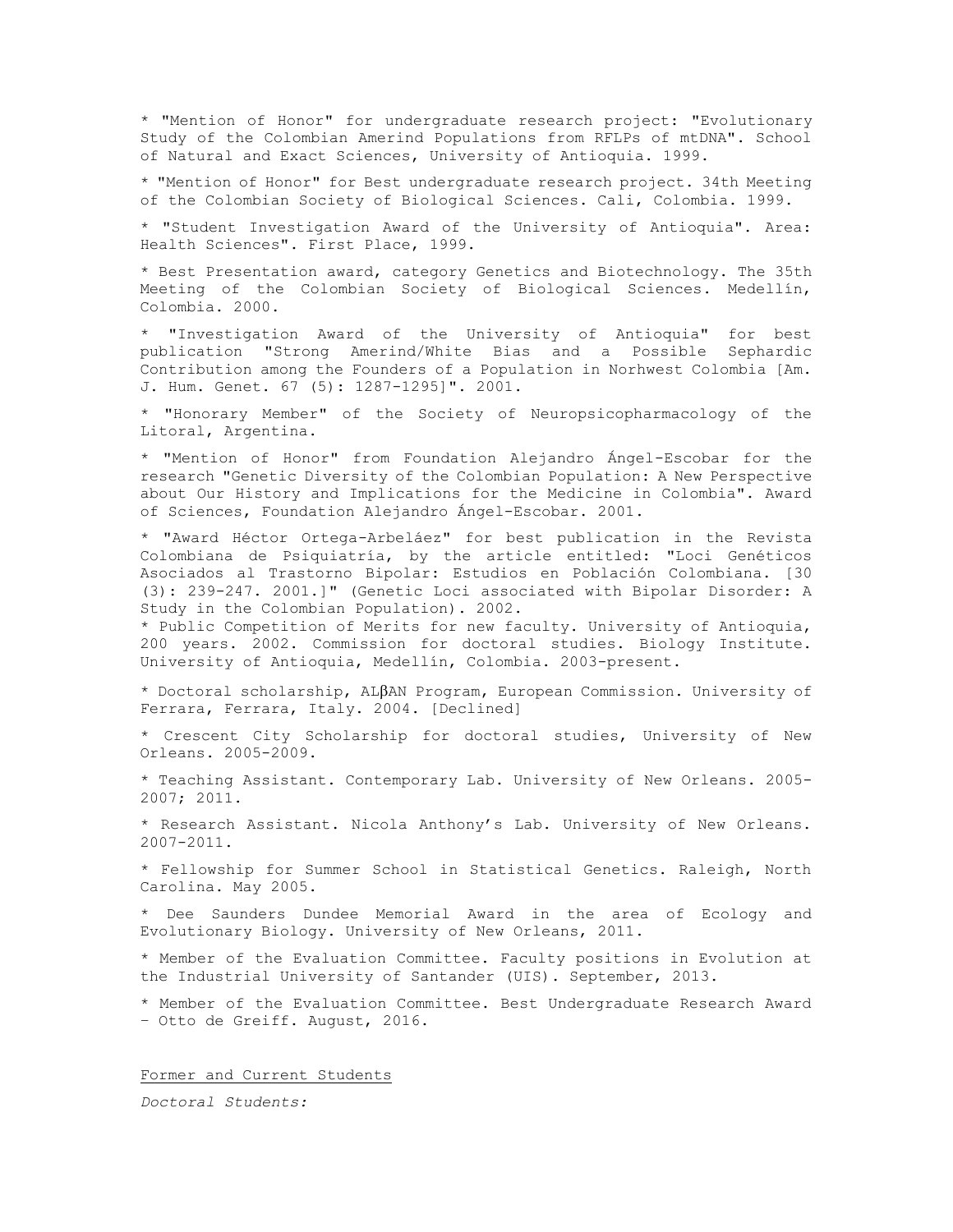* "Mention of Honor" for undergraduate research project: "Evolutionary Study of the Colombian Amerind Populations from RFLPs of mtDNA". School of Natural and Exact Sciences, University of Antioquia. 1999.

* "Mention of Honor" for Best undergraduate research project. 34th Meeting of the Colombian Society of Biological Sciences. Cali, Colombia. 1999.

* "Student Investigation Award of the University of Antioquia". Area: Health Sciences". First Place, 1999.

* Best Presentation award, category Genetics and Biotechnology. The 35th Meeting of the Colombian Society of Biological Sciences. Medellín, Colombia. 2000.

* "Investigation Award of the University of Antioquia" for best publication "Strong Amerind/White Bias and a Possible Sephardic Contribution among the Founders of a Population in Norhwest Colombia [Am. J. Hum. Genet. 67 (5): 1287-1295]". 2001.

* "Honorary Member" of the Society of Neuropsicopharmacology of the Litoral, Argentina.

* "Mention of Honor" from Foundation Alejandro Ángel-Escobar for the research "Genetic Diversity of the Colombian Population: A New Perspective about Our History and Implications for the Medicine in Colombia". Award of Sciences, Foundation Alejandro Ángel-Escobar. 2001.

* "Award Héctor Ortega-Arbeláez" for best publication in the Revista Colombiana de Psiquiatría, by the article entitled: "Loci Genéticos Asociados al Trastorno Bipolar: Estudios en Población Colombiana. [30 (3): 239-247. 2001.]" (Genetic Loci associated with Bipolar Disorder: A Study in the Colombian Population). 2002.

* Public Competition of Merits for new faculty. University of Antioquia, 200 years. 2002. Commission for doctoral studies. Biology Institute. University of Antioquia, Medellín, Colombia. 2003-present.

* Doctoral scholarship, ALβAN Program, European Commission. University of Ferrara, Ferrara, Italy. 2004. [Declined]

* Crescent City Scholarship for doctoral studies, University of New Orleans. 2005-2009.

* Teaching Assistant. Contemporary Lab. University of New Orleans. 2005-2007; 2011.

* Research Assistant. Nicola Anthony's Lab. University of New Orleans. 2007-2011.

* Fellowship for Summer School in Statistical Genetics. Raleigh, North Carolina. May 2005.

* Dee Saunders Dundee Memorial Award in the area of Ecology and Evolutionary Biology. University of New Orleans, 2011.

* Member of the Evaluation Committee. Faculty positions in Evolution at the Industrial University of Santander (UIS). September, 2013.

* Member of the Evaluation Committee. Best Undergraduate Research Award – Otto de Greiff. August, 2016.

## Former and Current Students

*Doctoral Students:*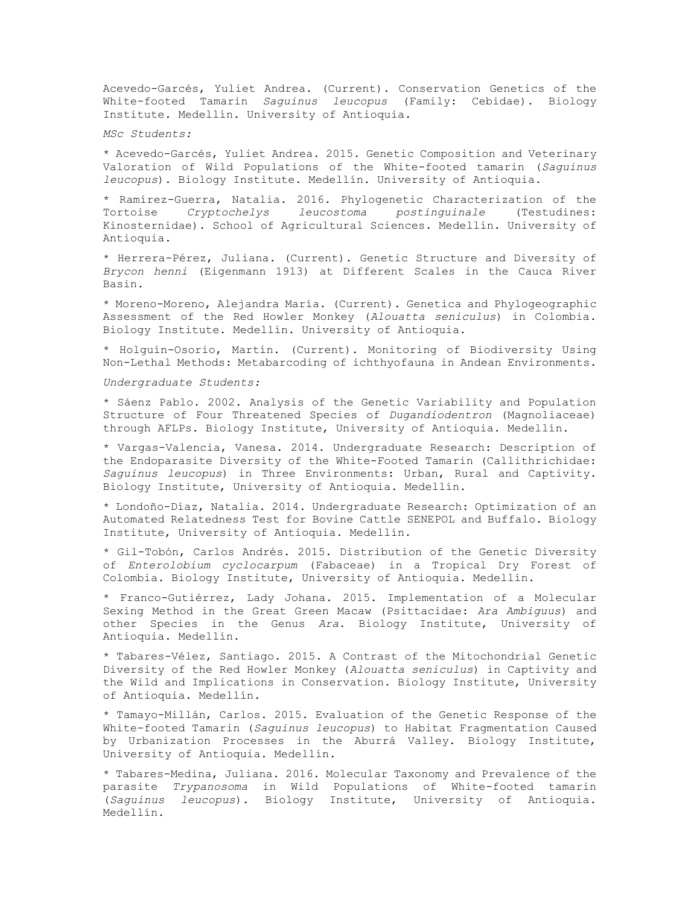Acevedo-Garcés, Yuliet Andrea. (Current). Conservation Genetics of the White-footed Tamarin *Saguinus leucopus* (Family: Cebidae). Biology Institute. Medellín. University of Antioquia.

*MSc Students:*

* Acevedo-Garcés, Yuliet Andrea. 2015. Genetic Composition and Veterinary Valoration of Wild Populations of the White-footed tamarin (*Saguinus leucopus*). Biology Institute. Medellín. University of Antioquia.

* Ramírez-Guerra, Natalia. 2016. Phylogenetic Characterization of the Tortoise *Cryptochelys leucostoma postinguinale* (Testudines: Kinosternidae). School of Agricultural Sciences. Medellín. University of Antioquia.

* Herrera-Pérez, Juliana. (Current). Genetic Structure and Diversity of *Brycon henni* (Eigenmann 1913) at Different Scales in the Cauca River Basin.

* Moreno-Moreno, Alejandra María. (Current). Genetica and Phylogeographic Assessment of the Red Howler Monkey (*Alouatta seniculus*) in Colombia. Biology Institute. Medellín. University of Antioquia.

* Holguín-Osorio, Martín. (Current). Monitoring of Biodiversity Using Non-Lethal Methods: Metabarcoding of ichthyofauna in Andean Environments.

*Undergraduate Students:*

* Sáenz Pablo. 2002. Analysis of the Genetic Variability and Population Structure of Four Threatened Species of *Dugandiodentron* (Magnoliaceae) through AFLPs. Biology Institute, University of Antioquia. Medellín.

* Vargas-Valencia, Vanesa. 2014. Undergraduate Research: Description of the Endoparasite Diversity of the White-Footed Tamarin (Callithrichidae: *Saguinus leucopus*) in Three Environments: Urban, Rural and Captivity. Biology Institute, University of Antioquia. Medellín.

* Londoño-Díaz, Natalia. 2014. Undergraduate Research: Optimization of an Automated Relatedness Test for Bovine Cattle SENEPOL and Buffalo. Biology Institute, University of Antioquia. Medellín.

* Gil-Tobón, Carlos Andrés. 2015. Distribution of the Genetic Diversity of *Enterolobium cyclocarpum* (Fabaceae) in a Tropical Dry Forest of Colombia. Biology Institute, University of Antioquia. Medellín.

* Franco-Gutiérrez, Lady Johana. 2015. Implementation of a Molecular Sexing Method in the Great Green Macaw (Psittacidae: *Ara Ambiguus*) and other Species in the Genus *Ara*. Biology Institute, University of Antioquia. Medellín.

* Tabares-Vélez, Santiago. 2015. A Contrast of the Mitochondrial Genetic Diversity of the Red Howler Monkey (*Alouatta seniculus*) in Captivity and the Wild and Implications in Conservation. Biology Institute, University of Antioquia. Medellín.

* Tamayo-Millán, Carlos. 2015. Evaluation of the Genetic Response of the White-footed Tamarin (*Saguinus leucopus*) to Habitat Fragmentation Caused by Urbanization Processes in the Aburrá Valley. Biology Institute, University of Antioquia. Medellín.

* Tabares-Medina, Juliana. 2016. Molecular Taxonomy and Prevalence of the parasite *Trypanosoma* in Wild Populations of White-footed tamarin (*Saguinus leucopus*). Biology Institute, University of Antioquia. Medellín.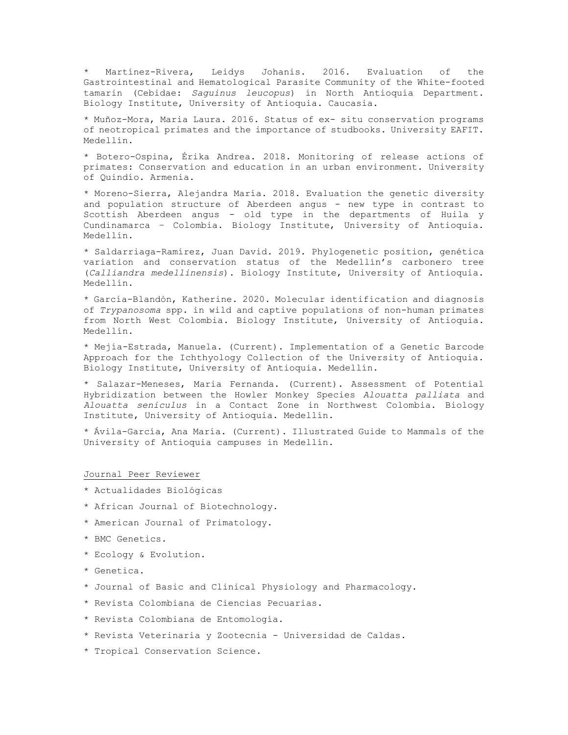* Martínez-Rivera, Leidys Johanis. 2016. Evaluation of the Gastrointestinal and Hematological Parasite Community of the White-footed tamarin (Cebidae: *Saguinus leucopus*) in North Antioquia Department. Biology Institute, University of Antioquia. Caucasia.

* Muñoz-Mora, Maria Laura. 2016. Status of ex- situ conservation programs of neotropical primates and the importance of studbooks. University EAFIT. Medellín.

* Botero-Ospina, Érika Andrea. 2018. Monitoring of release actions of primates: Conservation and education in an urban environment. University of Quindío. Armenia.

* Moreno-Sierra, Alejandra María. 2018. Evaluation the genetic diversity and population structure of Aberdeen angus - new type in contrast to Scottish Aberdeen angus - old type in the departments of Huila y Cundinamarca – Colombia. Biology Institute, University of Antioquia. Medellín.

* Saldarriaga-Ramírez, Juan David. 2019. Phylogenetic position, genética variation and conservation status of the Medellín's carbonero tree (*Calliandra medellinensis*). Biology Institute, University of Antioquia. Medellín.

* García-Blandón, Katherine. 2020. Molecular identification and diagnosis of *Trypanosoma* spp. in wild and captive populations of non-human primates from North West Colombia. Biology Institute, University of Antioquia. Medellín.

* Mejía-Estrada, Manuela. (Current). Implementation of a Genetic Barcode Approach for the Ichthyology Collection of the University of Antioquia. Biology Institute, University of Antioquia. Medellín.

* Salazar-Meneses, Maria Fernanda. (Current). Assessment of Potential Hybridization between the Howler Monkey Species *Alouatta palliata* and *Alouatta seniculus* in a Contact Zone in Northwest Colombia. Biology Institute, University of Antioquia. Medellín.

* Ávila-García, Ana María. (Current). Illustrated Guide to Mammals of the University of Antioquia campuses in Medellín.

<u>Journal Peer Reviewer</u>

* Actualidades Biológicas
* African Journal of Biotechnology.
* American Journal of Primatology.
* BMC Genetics.
* Ecology & Evolution.
* Genetica.
* Journal of Basic and Clinical Physiology and Pharmacology.
* Revista Colombiana de Ciencias Pecuarias.
* Revista Colombiana de Entomología.
* Revista Veterinaria y Zootecnia - Universidad de Caldas.
* Tropical Conservation Science.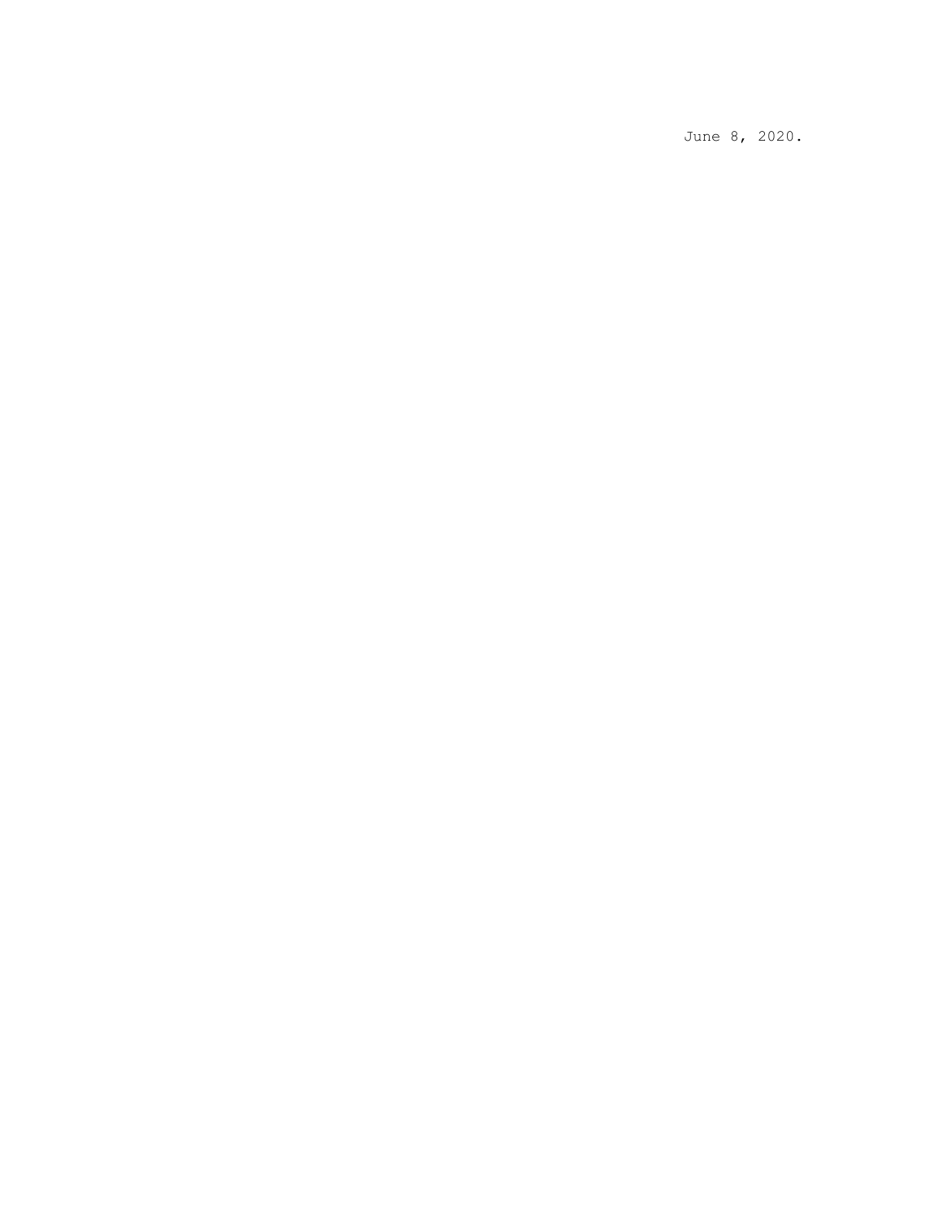June 8, 2020.